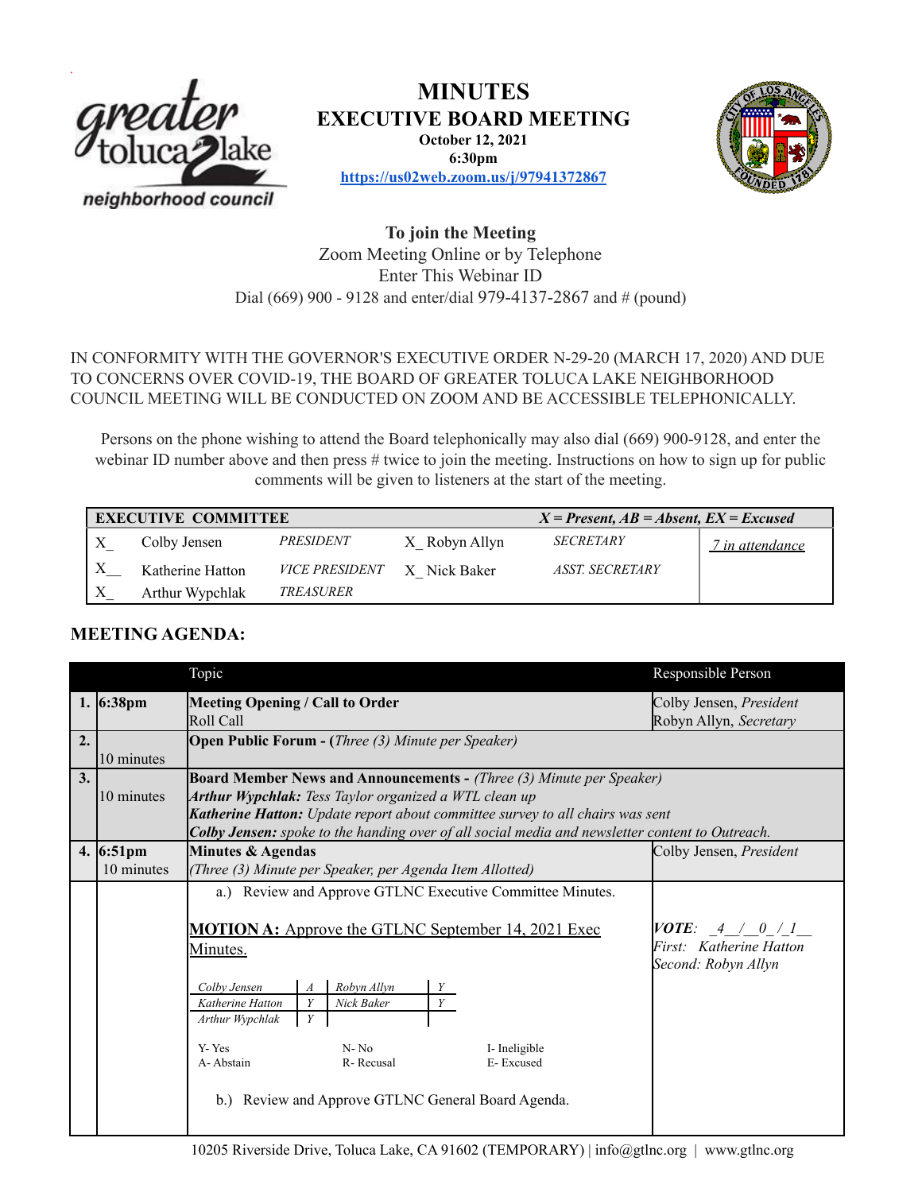# MINUTES

## EXECUTIVE BOARD MEETING

**October 12, 2021**

**6:30pm**

**https://us02web.zoom.us/j/97941372867**

**To join the Meeting**

Zoom Meeting Online or by Telephone

Enter This Webinar ID

Dial (669) 900 - 9128 and enter/dial 979-4137-2867 and # (pound)

IN CONFORMITY WITH THE GOVERNOR'S EXECUTIVE ORDER N-29-20 (MARCH 17, 2020) AND DUE TO CONCERNS OVER COVID-19, THE BOARD OF GREATER TOLUCA LAKE NEIGHBORHOOD COUNCIL MEETING WILL BE CONDUCTED ON ZOOM AND BE ACCESSIBLE TELEPHONICALLY.

Persons on the phone wishing to attend the Board telephonically may also dial (669) 900-9128, and enter the webinar ID number above and then press # twice to join the meeting. Instructions on how to sign up for public comments will be given to listeners at the start of the meeting.

| **EXECUTIVE COMMITTEE** | | | | | ***X = Present, AB = Absent, EX = Excused*** |
|---|---|---|---|---|---|
| X_ | Colby Jensen | *PRESIDENT* | X_ Robyn Allyn | *SECRETARY* | 7 in attendance |
| X__ | Katherine Hatton | *VICE PRESIDENT* | X_ Nick Baker | *ASST. SECRETARY* | |
| X_ | Arthur Wypchlak | *TREASURER* | | | |

## MEETING AGENDA:

| | | Topic | Responsible Person |
|---|---|---|---|
| 1. | **6:38pm** | **Meeting Opening / Call to Order**<br>Roll Call | Colby Jensen, *President*<br>Robyn Allyn, *Secretary* |
| 2. | 10 minutes | **Open Public Forum - (***Three (3) Minute per Speaker)* | |
| 3. | 10 minutes | **Board Member News and Announcements -** *(Three (3) Minute per Speaker)*<br>***Arthur Wypchlak:*** *Tess Taylor organized a WTL clean up*<br>***Katherine Hatton:*** *Update report about committee survey to all chairs was sent*<br>***Colby Jensen:*** *spoke to the handing over of all social media and newsletter content to Outreach.* | |
| 4. | **6:51pm**<br>10 minutes | **Minutes & Agendas**<br>*(Three (3) Minute per Speaker, per Agenda Item Allotted)* | Colby Jensen, *President* |
| | | a.) Review and Approve GTLNC Executive Committee Minutes.<br><br>**MOTION A:** Approve the GTLNC September 14, 2021 Exec Minutes.<br><br>*Colby Jensen* – *A*; *Robyn Allyn* – *Y*; *Katherine Hatton* – *Y*; *Nick Baker* – *Y*; *Arthur Wypchlak* – *Y*<br><br>Y- Yes, N- No, I- Ineligible, A- Abstain, R- Recusal, E- Excused<br><br>b.) Review and Approve GTLNC General Board Agenda. | ***VOTE****: _4_/_0_/_1__*<br>*First: Katherine Hatton*<br>*Second: Robyn Allyn* |

10205 Riverside Drive, Toluca Lake, CA 91602 (TEMPORARY) | info@gtlnc.org | www.gtlnc.org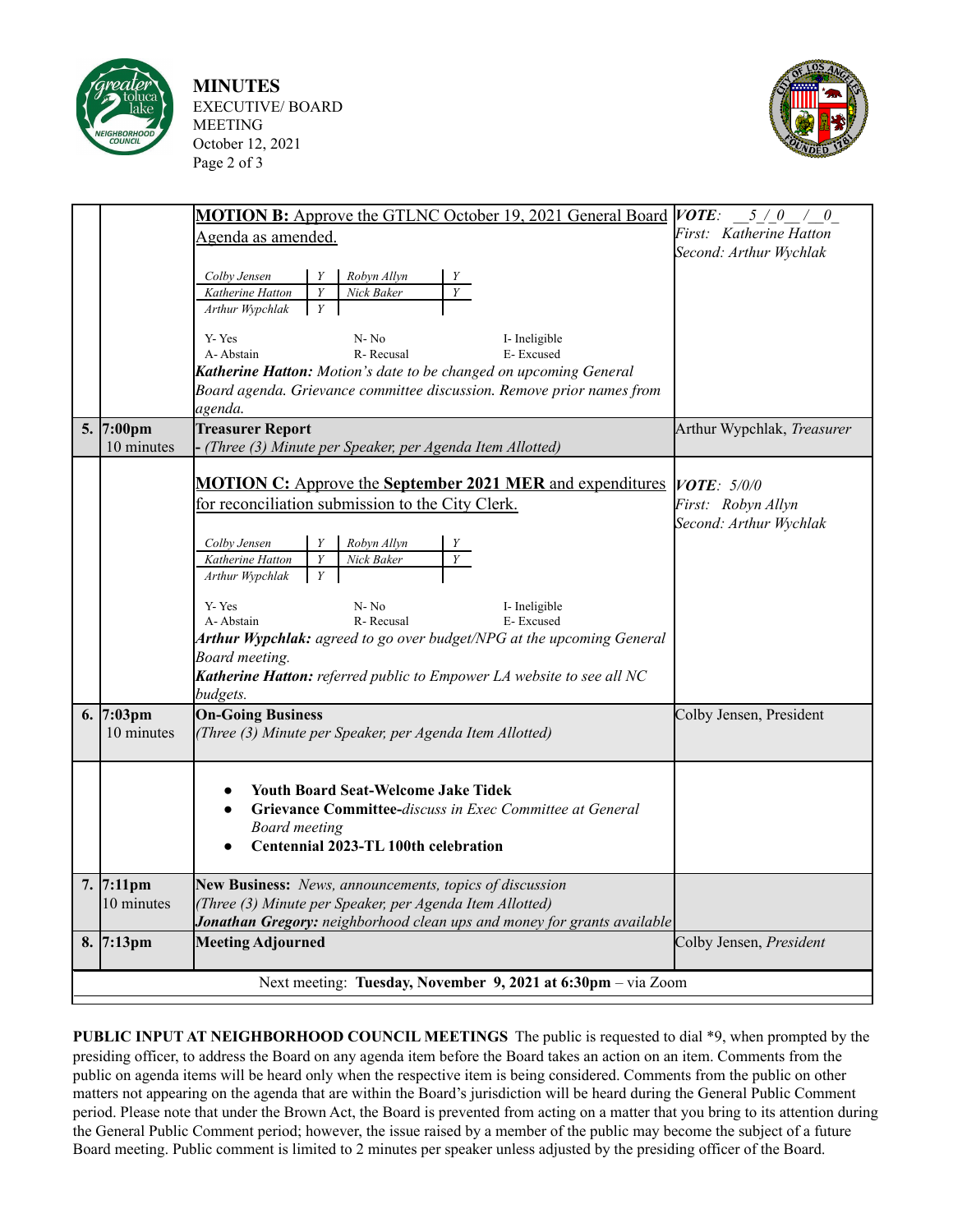**MINUTES**
EXECUTIVE/ BOARD MEETING
October 12, 2021

| | | | |
|---|---|---|---|
| | | **MOTION B:** Approve the GTLNC October 19, 2021 General Board Agenda as amended.<br><br>Colby Jensen Y · Robyn Allyn Y<br>Katherine Hatton Y · Nick Baker Y<br>Arthur Wypchlak Y<br><br>Y- Yes · N- No · I- Ineligible<br>A- Abstain · R- Recusal · E- Excused<br><br>***Katherine Hatton:*** *Motion's date to be changed on upcoming General Board agenda. Grievance committee discussion. Remove prior names from agenda.* | ***VOTE:*** __5_/_0__/__0_<br>*First: Katherine Hatton*<br>*Second: Arthur Wychlak* |
| **5.** | **7:00pm** 10 minutes | **Treasurer Report**<br>- *(Three (3) Minute per Speaker, per Agenda Item Allotted)* | Arthur Wypchlak, *Treasurer* |
| | | **MOTION C:** Approve the **September 2021 MER** and expenditures for reconciliation submission to the City Clerk.<br><br>Colby Jensen Y · Robyn Allyn Y<br>Katherine Hatton Y · Nick Baker Y<br>Arthur Wypchlak Y<br><br>Y- Yes · N- No · I- Ineligible<br>A- Abstain · R- Recusal · E- Excused<br><br>***Arthur Wypchlak:*** *agreed to go over budget/NPG at the upcoming General Board meeting.*<br>***Katherine Hatton:*** *referred public to Empower LA website to see all NC budgets.* | ***VOTE:*** *5/0/0*<br>*First: Robyn Allyn*<br>*Second: Arthur Wychlak* |
| **6.** | **7:03pm** 10 minutes | **On-Going Business**<br>*(Three (3) Minute per Speaker, per Agenda Item Allotted)* | Colby Jensen, President |
| | | • **Youth Board Seat-Welcome Jake Tidek**<br>• **Grievance Committee-***discuss in Exec Committee at General Board meeting*<br>• **Centennial 2023-TL 100th celebration** | |
| **7.** | **7:11pm** 10 minutes | **New Business:** *News, announcements, topics of discussion*<br>*(Three (3) Minute per Speaker, per Agenda Item Allotted)*<br>***Jonathan Gregory:*** *neighborhood clean ups and money for grants available* | |
| **8.** | **7:13pm** | **Meeting Adjourned** | Colby Jensen, *President* |

Next meeting: **Tuesday, November 9, 2021 at 6:30pm** – via Zoom

**PUBLIC INPUT AT NEIGHBORHOOD COUNCIL MEETINGS** The public is requested to dial *9, when prompted by the presiding officer, to address the Board on any agenda item before the Board takes an action on an item. Comments from the public on agenda items will be heard only when the respective item is being considered. Comments from the public on other matters not appearing on the agenda that are within the Board's jurisdiction will be heard during the General Public Comment period. Please note that under the Brown Act, the Board is prevented from acting on a matter that you bring to its attention during the General Public Comment period; however, the issue raised by a member of the public may become the subject of a future Board meeting. Public comment is limited to 2 minutes per speaker unless adjusted by the presiding officer of the Board.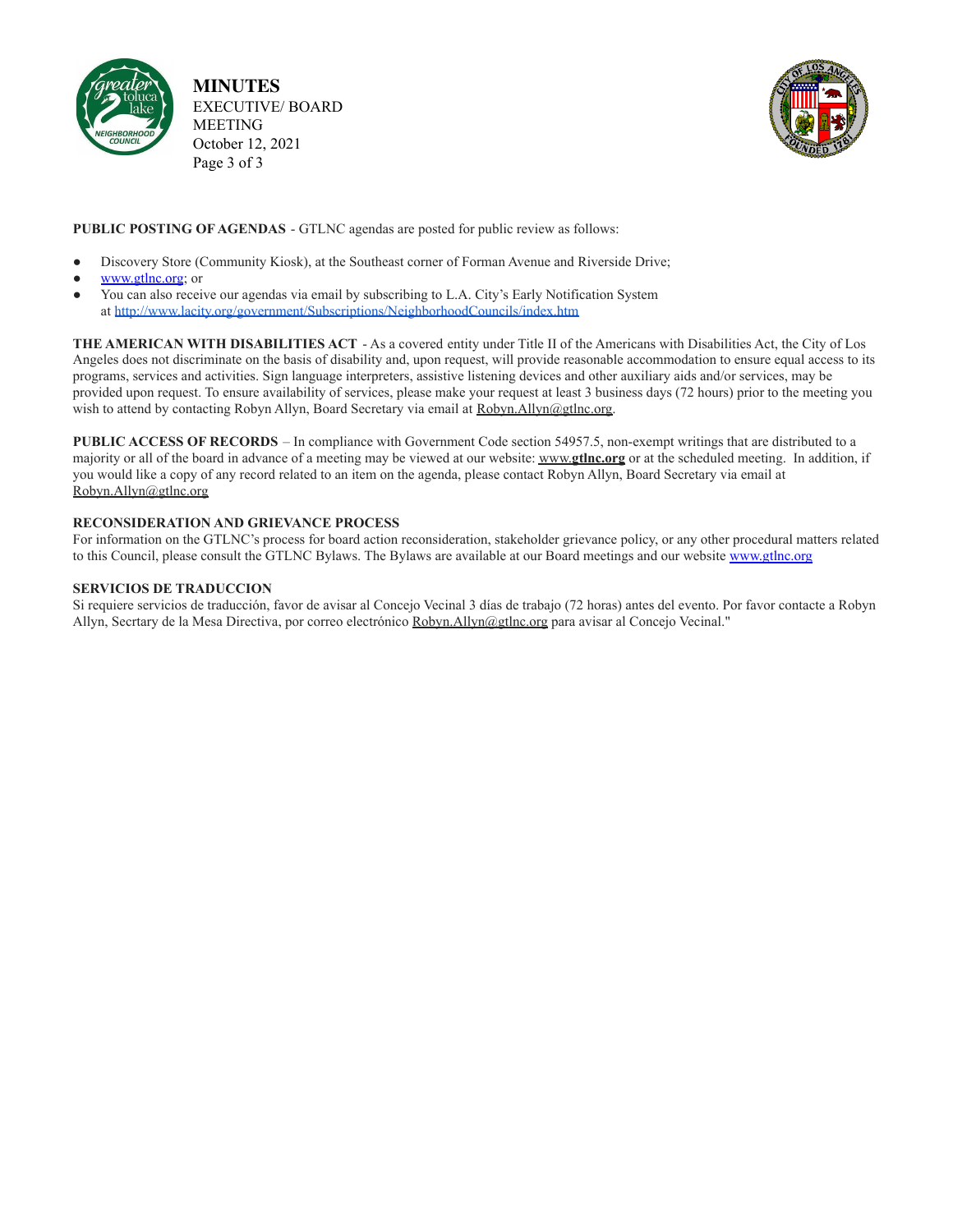**PUBLIC POSTING OF AGENDAS** - GTLNC agendas are posted for public review as follows:

- Discovery Store (Community Kiosk), at the Southeast corner of Forman Avenue and Riverside Drive;
- www.gtlnc.org; or
- You can also receive our agendas via email by subscribing to L.A. City's Early Notification System at http://www.lacity.org/government/Subscriptions/NeighborhoodCouncils/index.htm

**THE AMERICAN WITH DISABILITIES ACT** - As a covered entity under Title II of the Americans with Disabilities Act, the City of Los Angeles does not discriminate on the basis of disability and, upon request, will provide reasonable accommodation to ensure equal access to its programs, services and activities. Sign language interpreters, assistive listening devices and other auxiliary aids and/or services, may be provided upon request. To ensure availability of services, please make your request at least 3 business days (72 hours) prior to the meeting you wish to attend by contacting Robyn Allyn, Board Secretary via email at Robyn.Allyn@gtlnc.org.

**PUBLIC ACCESS OF RECORDS** – In compliance with Government Code section 54957.5, non-exempt writings that are distributed to a majority or all of the board in advance of a meeting may be viewed at our website: www.**gtlnc.org** or at the scheduled meeting. In addition, if you would like a copy of any record related to an item on the agenda, please contact Robyn Allyn, Board Secretary via email at Robyn.Allyn@gtlnc.org

**RECONSIDERATION AND GRIEVANCE PROCESS**
For information on the GTLNC's process for board action reconsideration, stakeholder grievance policy, or any other procedural matters related to this Council, please consult the GTLNC Bylaws. The Bylaws are available at our Board meetings and our website www.gtlnc.org

**SERVICIOS DE TRADUCCION**
Si requiere servicios de traducción, favor de avisar al Concejo Vecinal 3 días de trabajo (72 horas) antes del evento. Por favor contacte a Robyn Allyn, Secrtary de la Mesa Directiva, por correo electrónico Robyn.Allyn@gtlnc.org para avisar al Concejo Vecinal."